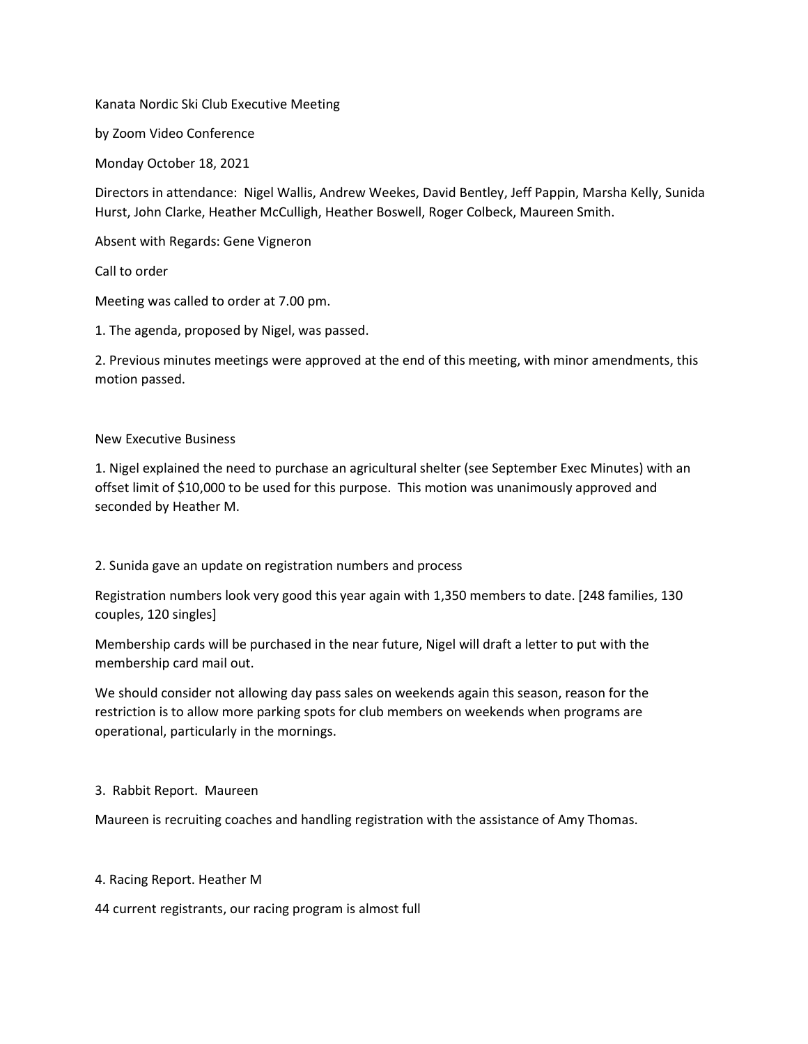Kanata Nordic Ski Club Executive Meeting

by Zoom Video Conference

Monday October 18, 2021

Directors in attendance: Nigel Wallis, Andrew Weekes, David Bentley, Jeff Pappin, Marsha Kelly, Sunida Hurst, John Clarke, Heather McCulligh, Heather Boswell, Roger Colbeck, Maureen Smith.

Absent with Regards: Gene Vigneron

Call to order

Meeting was called to order at 7.00 pm.

1. The agenda, proposed by Nigel, was passed.

2. Previous minutes meetings were approved at the end of this meeting, with minor amendments, this motion passed.

New Executive Business

1. Nigel explained the need to purchase an agricultural shelter (see September Exec Minutes) with an offset limit of $10,000 to be used for this purpose. This motion was unanimously approved and seconded by Heather M.

2. Sunida gave an update on registration numbers and process

Registration numbers look very good this year again with 1,350 members to date. [248 families, 130 couples, 120 singles]

Membership cards will be purchased in the near future, Nigel will draft a letter to put with the membership card mail out.

We should consider not allowing day pass sales on weekends again this season, reason for the restriction is to allow more parking spots for club members on weekends when programs are operational, particularly in the mornings.

3. Rabbit Report. Maureen

Maureen is recruiting coaches and handling registration with the assistance of Amy Thomas.

4. Racing Report. Heather M

44 current registrants, our racing program is almost full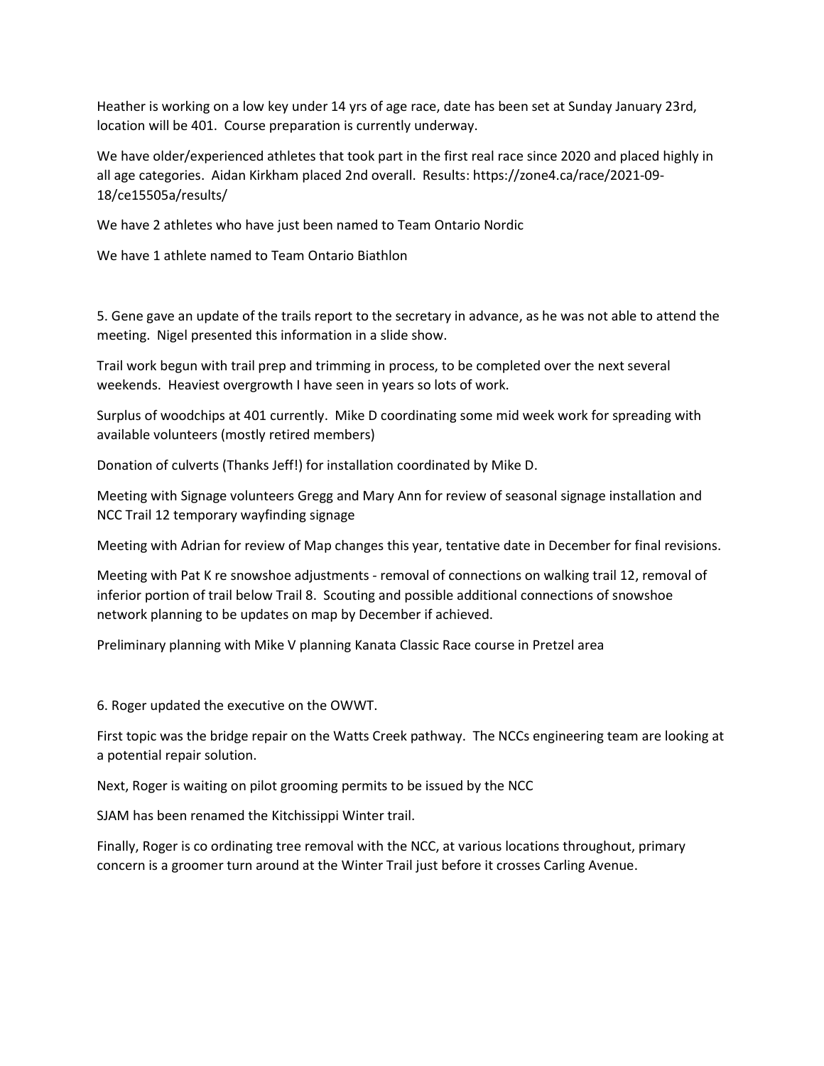Heather is working on a low key under 14 yrs of age race, date has been set at Sunday January 23rd, location will be 401. Course preparation is currently underway.

We have older/experienced athletes that took part in the first real race since 2020 and placed highly in all age categories. Aidan Kirkham placed 2nd overall. Results: https://zone4.ca/race/2021-09-18/ce15505a/results/

We have 2 athletes who have just been named to Team Ontario Nordic

We have 1 athlete named to Team Ontario Biathlon

5. Gene gave an update of the trails report to the secretary in advance, as he was not able to attend the meeting. Nigel presented this information in a slide show.

Trail work begun with trail prep and trimming in process, to be completed over the next several weekends. Heaviest overgrowth I have seen in years so lots of work.

Surplus of woodchips at 401 currently. Mike D coordinating some mid week work for spreading with available volunteers (mostly retired members)

Donation of culverts (Thanks Jeff!) for installation coordinated by Mike D.

Meeting with Signage volunteers Gregg and Mary Ann for review of seasonal signage installation and NCC Trail 12 temporary wayfinding signage

Meeting with Adrian for review of Map changes this year, tentative date in December for final revisions.

Meeting with Pat K re snowshoe adjustments - removal of connections on walking trail 12, removal of inferior portion of trail below Trail 8. Scouting and possible additional connections of snowshoe network planning to be updates on map by December if achieved.

Preliminary planning with Mike V planning Kanata Classic Race course in Pretzel area

6. Roger updated the executive on the OWWT.

First topic was the bridge repair on the Watts Creek pathway. The NCCs engineering team are looking at a potential repair solution.

Next, Roger is waiting on pilot grooming permits to be issued by the NCC

SJAM has been renamed the Kitchissippi Winter trail.

Finally, Roger is co ordinating tree removal with the NCC, at various locations throughout, primary concern is a groomer turn around at the Winter Trail just before it crosses Carling Avenue.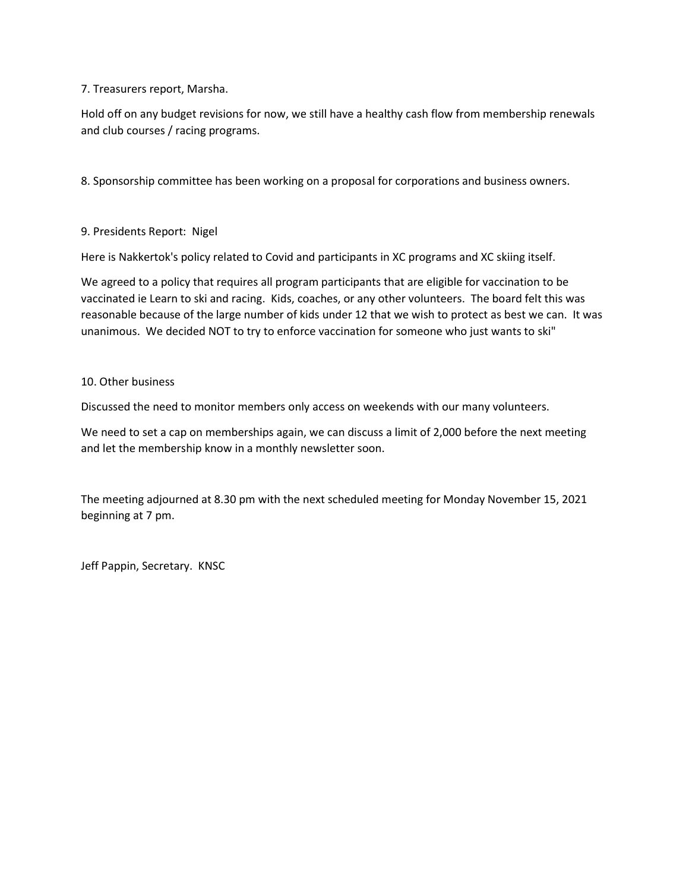7. Treasurers report, Marsha.

Hold off on any budget revisions for now, we still have a healthy cash flow from membership renewals and club courses / racing programs.

8. Sponsorship committee has been working on a proposal for corporations and business owners.

9. Presidents Report: Nigel

Here is Nakkertok's policy related to Covid and participants in XC programs and XC skiing itself.

We agreed to a policy that requires all program participants that are eligible for vaccination to be vaccinated ie Learn to ski and racing. Kids, coaches, or any other volunteers. The board felt this was reasonable because of the large number of kids under 12 that we wish to protect as best we can. It was unanimous. We decided NOT to try to enforce vaccination for someone who just wants to ski"

10. Other business

Discussed the need to monitor members only access on weekends with our many volunteers.

We need to set a cap on memberships again, we can discuss a limit of 2,000 before the next meeting and let the membership know in a monthly newsletter soon.

The meeting adjourned at 8.30 pm with the next scheduled meeting for Monday November 15, 2021 beginning at 7 pm.

Jeff Pappin, Secretary. KNSC